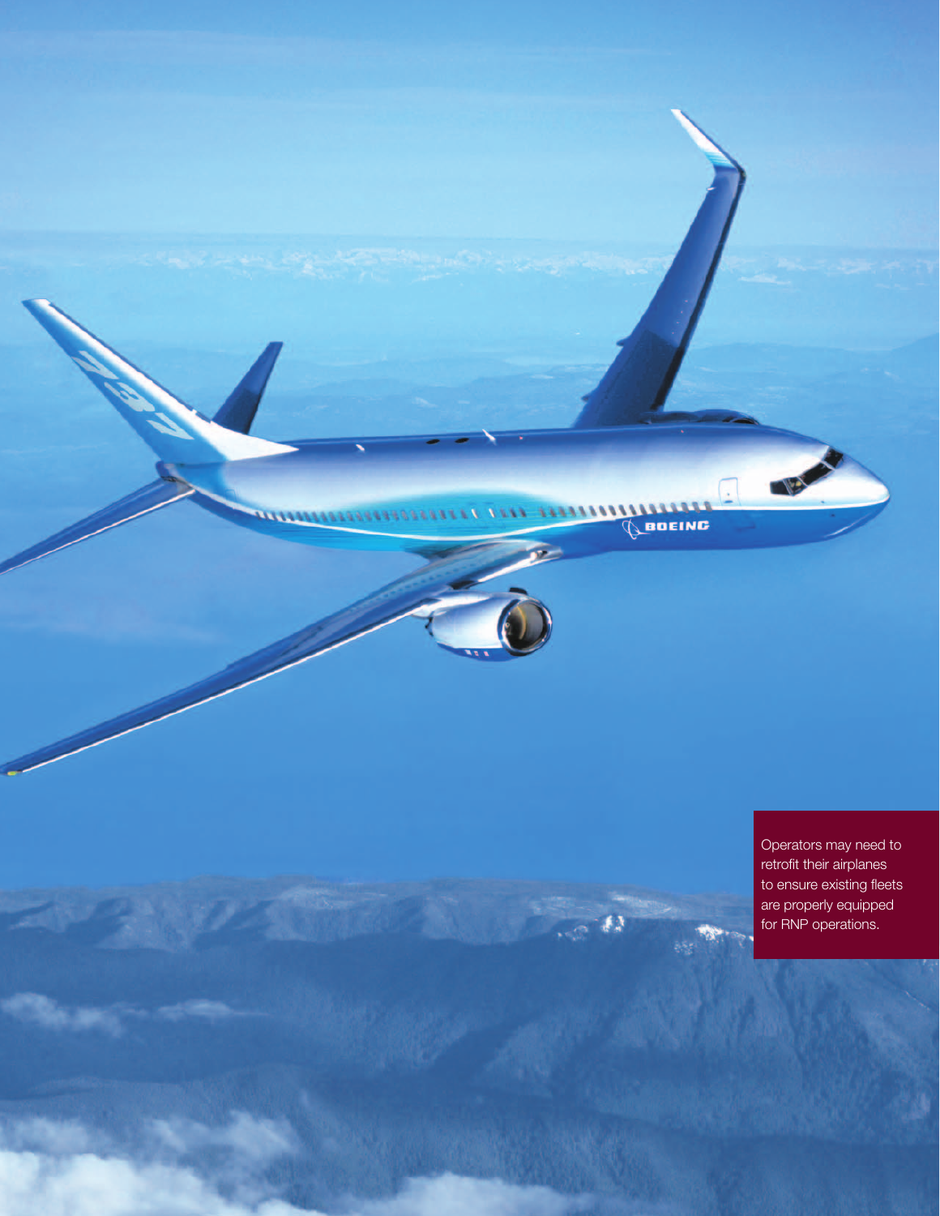Operators may need to retrofit their airplanes to ensure existing fleets are properly equipped for RNP operations.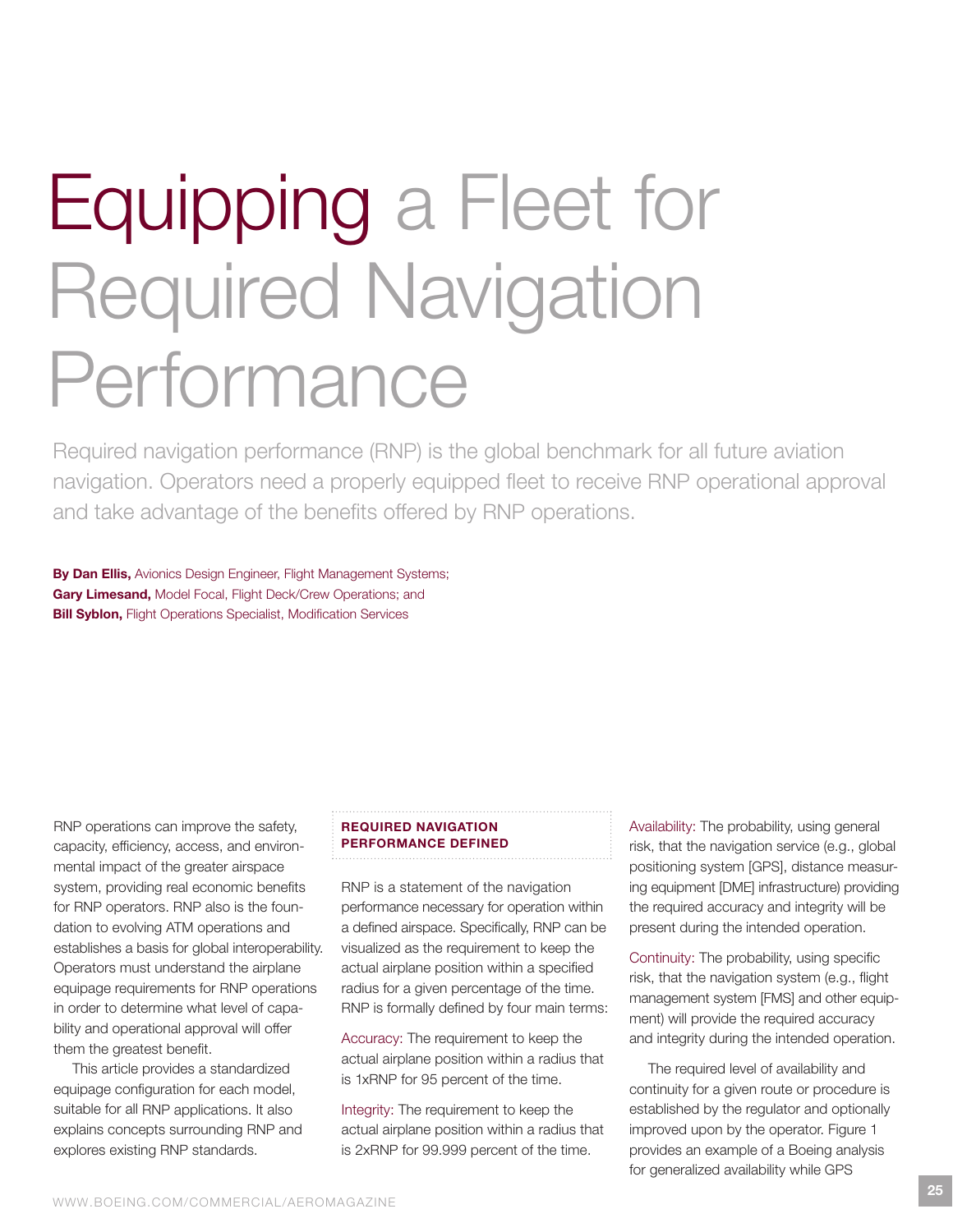# Equipping a Fleet for Required Navigation Performance

Required navigation performance (RNP) is the global benchmark for all future aviation navigation. Operators need a properly equipped fleet to receive RNP operational approval and take advantage of the benefits offered by RNP operations.

**By Dan Ellis,** Avionics Design Engineer, Flight Management Systems;
**Gary Limesand,** Model Focal, Flight Deck/Crew Operations; and
**Bill Syblon,** Flight Operations Specialist, Modification Services

RNP operations can improve the safety, capacity, efficiency, access, and environmental impact of the greater airspace system, providing real economic benefits for RNP operators. RNP also is the foundation to evolving ATM operations and establishes a basis for global interoperability. Operators must understand the airplane equipage requirements for RNP operations in order to determine what level of capability and operational approval will offer them the greatest benefit.

This article provides a standardized equipage configuration for each model, suitable for all RNP applications. It also explains concepts surrounding RNP and explores existing RNP standards.

## REQUIRED NAVIGATION PERFORMANCE DEFINED

RNP is a statement of the navigation performance necessary for operation within a defined airspace. Specifically, RNP can be visualized as the requirement to keep the actual airplane position within a specified radius for a given percentage of the time. RNP is formally defined by four main terms:

Accuracy: The requirement to keep the actual airplane position within a radius that is 1xRNP for 95 percent of the time.

Integrity: The requirement to keep the actual airplane position within a radius that is 2xRNP for 99.999 percent of the time.

Availability: The probability, using general risk, that the navigation service (e.g., global positioning system [GPS], distance measuring equipment [DME] infrastructure) providing the required accuracy and integrity will be present during the intended operation.

Continuity: The probability, using specific risk, that the navigation system (e.g., flight management system [FMS] and other equipment) will provide the required accuracy and integrity during the intended operation.

The required level of availability and continuity for a given route or procedure is established by the regulator and optionally improved upon by the operator. Figure 1 provides an example of a Boeing analysis for generalized availability while GPS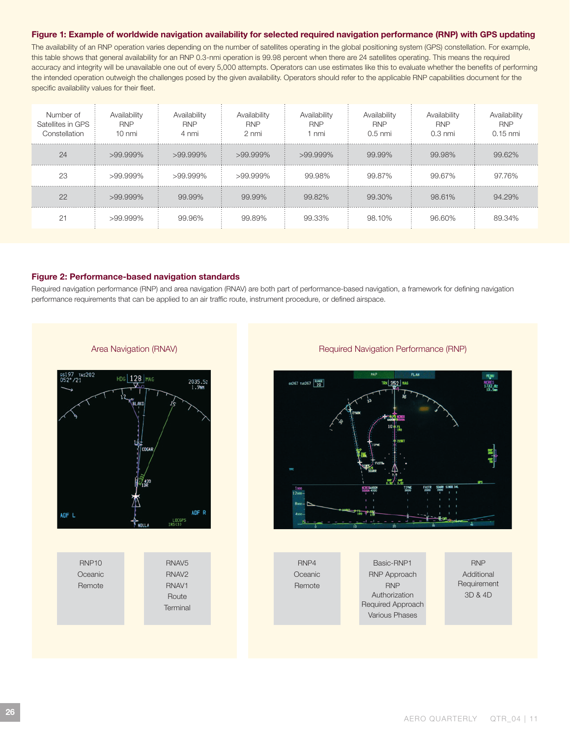**Figure 1: Example of worldwide navigation availability for selected required navigation performance (RNP) with GPS updating**

The availability of an RNP operation varies depending on the number of satellites operating in the global positioning system (GPS) constellation. For example, this table shows that general availability for an RNP 0.3-nmi operation is 99.98 percent when there are 24 satellites operating. This means the required accuracy and integrity will be unavailable one out of every 5,000 attempts. Operators can use estimates like this to evaluate whether the benefits of performing the intended operation outweigh the challenges posed by the given availability. Operators should refer to the applicable RNP capabilities document for the specific availability values for their fleet.

| Number of Satellites in GPS Constellation | Availability RNP 10 nmi | Availability RNP 4 nmi | Availability RNP 2 nmi | Availability RNP 1 nmi | Availability RNP 0.5 nmi | Availability RNP 0.3 nmi | Availability RNP 0.15 nmi |
|---|---|---|---|---|---|---|---|
| 24 | >99.999% | >99.999% | >99.999% | >99.999% | 99.99% | 99.98% | 99.62% |
| 23 | >99.999% | >99.999% | >99.999% | 99.98% | 99.87% | 99.67% | 97.76% |
| 22 | >99.999% | 99.99% | 99.99% | 99.82% | 99.30% | 98.61% | 94.29% |
| 21 | >99.999% | 99.96% | 99.89% | 99.33% | 98.10% | 96.60% | 89.34% |

**Figure 2: Performance-based navigation standards**

Required navigation performance (RNP) and area navigation (RNAV) are both part of performance-based navigation, a framework for defining navigation performance requirements that can be applied to an air traffic route, instrument procedure, or defined airspace.

Area Navigation (RNAV)

| RNP10 Oceanic Remote | RNAV5 RNAV2 RNAV1 Route Terminal |
|---|---|

Required Navigation Performance (RNP)

| RNP4 Oceanic Remote | Basic-RNP1 RNP Approach RNP Authorization Required Approach Various Phases | RNP Additional Requirement 3D & 4D |
|---|---|---|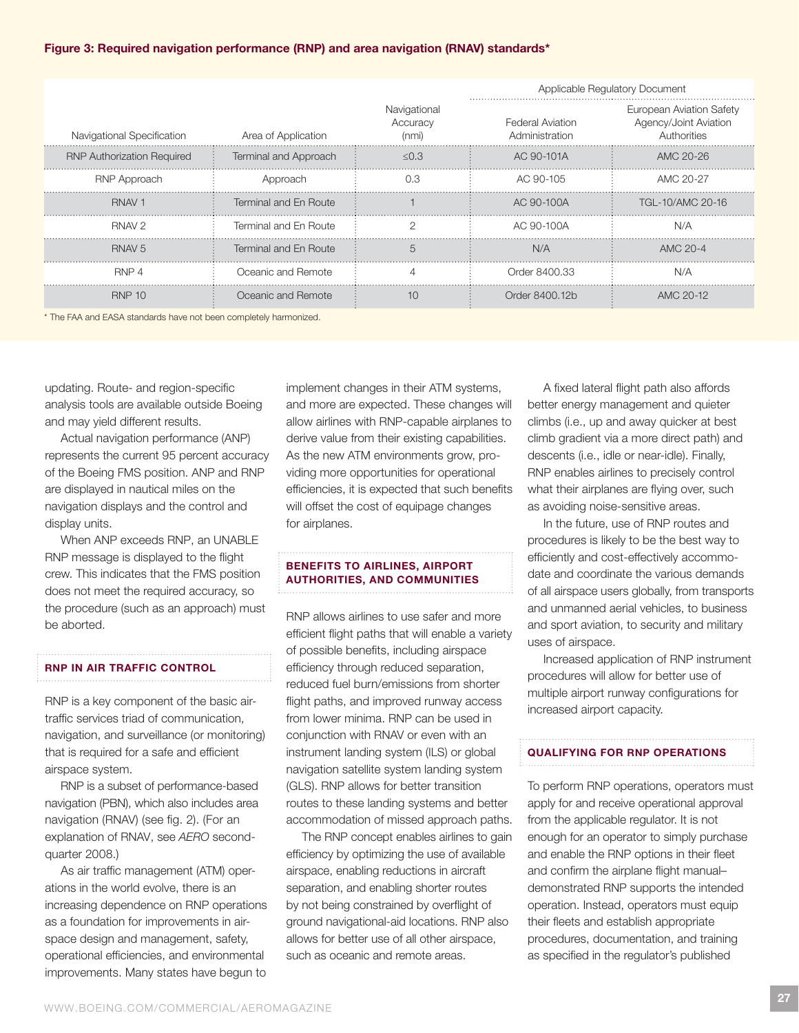**Figure 3: Required navigation performance (RNP) and area navigation (RNAV) standards***

| Navigational Specification | Area of Application | Navigational Accuracy (nmi) | Applicable Regulatory Document | |
|---|---|---|---|---|
| | | | Federal Aviation Administration | European Aviation Safety Agency/Joint Aviation Authorities |
| RNP Authorization Required | Terminal and Approach | ≤0.3 | AC 90-101A | AMC 20-26 |
| RNP Approach | Approach | 0.3 | AC 90-105 | AMC 20-27 |
| RNAV 1 | Terminal and En Route | 1 | AC 90-100A | TGL-10/AMC 20-16 |
| RNAV 2 | Terminal and En Route | 2 | AC 90-100A | N/A |
| RNAV 5 | Terminal and En Route | 5 | N/A | AMC 20-4 |
| RNP 4 | Oceanic and Remote | 4 | Order 8400.33 | N/A |
| RNP 10 | Oceanic and Remote | 10 | Order 8400.12b | AMC 20-12 |

\* The FAA and EASA standards have not been completely harmonized.

updating. Route- and region-specific analysis tools are available outside Boeing and may yield different results.

Actual navigation performance (ANP) represents the current 95 percent accuracy of the Boeing FMS position. ANP and RNP are displayed in nautical miles on the navigation displays and the control and display units.

When ANP exceeds RNP, an UNABLE RNP message is displayed to the flight crew. This indicates that the FMS position does not meet the required accuracy, so the procedure (such as an approach) must be aborted.

### RNP IN AIR TRAFFIC CONTROL

RNP is a key component of the basic air-traffic services triad of communication, navigation, and surveillance (or monitoring) that is required for a safe and efficient airspace system.

RNP is a subset of performance-based navigation (PBN), which also includes area navigation (RNAV) (see fig. 2). (For an explanation of RNAV, see *AERO* second-quarter 2008.)

As air traffic management (ATM) operations in the world evolve, there is an increasing dependence on RNP operations as a foundation for improvements in airspace design and management, safety, operational efficiencies, and environmental improvements. Many states have begun to implement changes in their ATM systems, and more are expected. These changes will allow airlines with RNP-capable airplanes to derive value from their existing capabilities. As the new ATM environments grow, providing more opportunities for operational efficiencies, it is expected that such benefits will offset the cost of equipage changes for airplanes.

### BENEFITS TO AIRLINES, AIRPORT AUTHORITIES, AND COMMUNITIES

RNP allows airlines to use safer and more efficient flight paths that will enable a variety of possible benefits, including airspace efficiency through reduced separation, reduced fuel burn/emissions from shorter flight paths, and improved runway access from lower minima. RNP can be used in conjunction with RNAV or even with an instrument landing system (ILS) or global navigation satellite system landing system (GLS). RNP allows for better transition routes to these landing systems and better accommodation of missed approach paths.

The RNP concept enables airlines to gain efficiency by optimizing the use of available airspace, enabling reductions in aircraft separation, and enabling shorter routes by not being constrained by overflight of ground navigational-aid locations. RNP also allows for better use of all other airspace, such as oceanic and remote areas.

A fixed lateral flight path also affords better energy management and quieter climbs (i.e., up and away quicker at best climb gradient via a more direct path) and descents (i.e., idle or near-idle). Finally, RNP enables airlines to precisely control what their airplanes are flying over, such as avoiding noise-sensitive areas.

In the future, use of RNP routes and procedures is likely to be the best way to efficiently and cost-effectively accommodate and coordinate the various demands of all airspace users globally, from transports and unmanned aerial vehicles, to business and sport aviation, to security and military uses of airspace.

Increased application of RNP instrument procedures will allow for better use of multiple airport runway configurations for increased airport capacity.

### QUALIFYING FOR RNP OPERATIONS

To perform RNP operations, operators must apply for and receive operational approval from the applicable regulator. It is not enough for an operator to simply purchase and enable the RNP options in their fleet and confirm the airplane flight manual–demonstrated RNP supports the intended operation. Instead, operators must equip their fleets and establish appropriate procedures, documentation, and training as specified in the regulator's published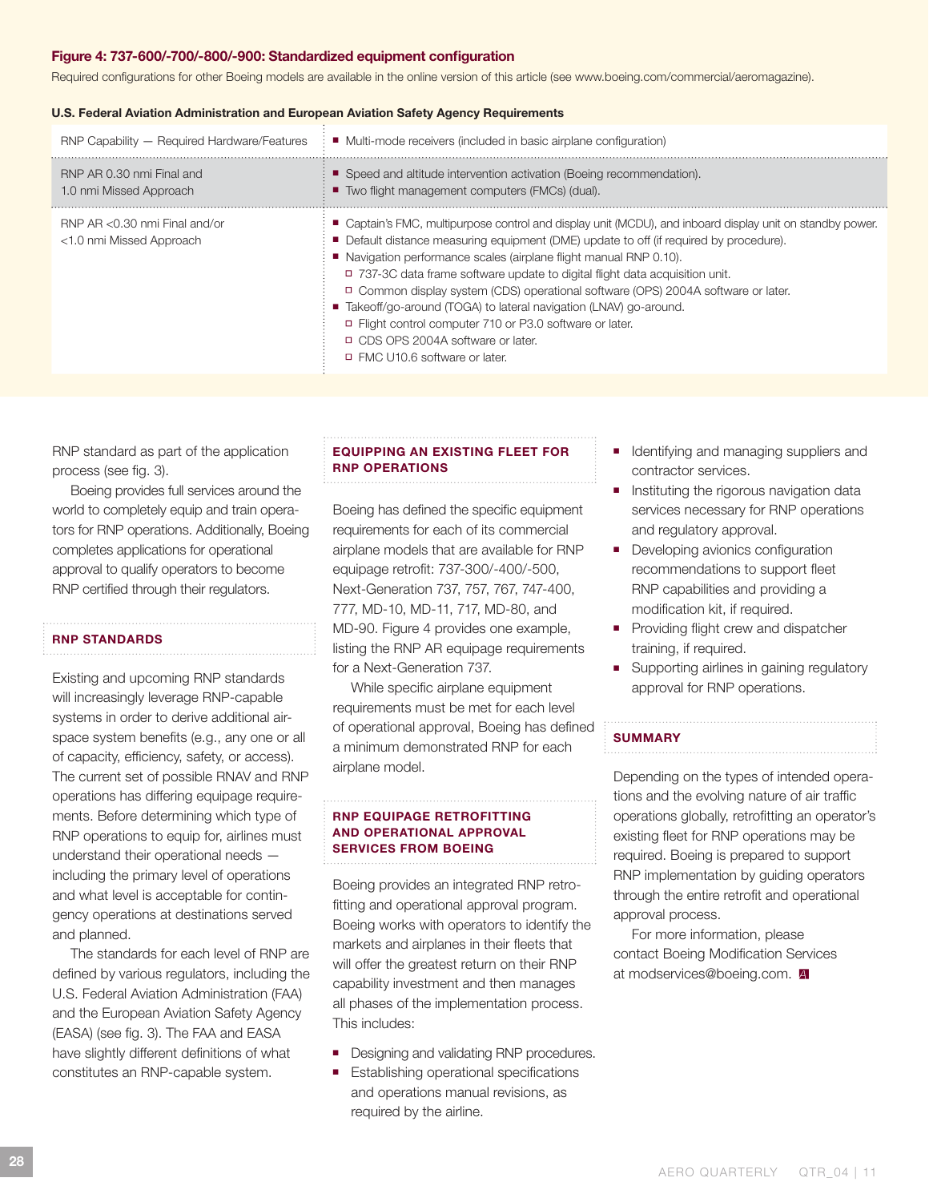**Figure 4: 737-600/-700/-800/-900: Standardized equipment configuration**

Required configurations for other Boeing models are available in the online version of this article (see www.boeing.com/commercial/aeromagazine).

**U.S. Federal Aviation Administration and European Aviation Safety Agency Requirements**

| RNP Capability — Required Hardware/Features | ■ Multi-mode receivers (included in basic airplane configuration) |
|---|---|
| RNP AR 0.30 nmi Final and 1.0 nmi Missed Approach | ■ Speed and altitude intervention activation (Boeing recommendation).<br>■ Two flight management computers (FMCs) (dual). |
| RNP AR <0.30 nmi Final and/or <1.0 nmi Missed Approach | ■ Captain's FMC, multipurpose control and display unit (MCDU), and inboard display unit on standby power.<br>■ Default distance measuring equipment (DME) update to off (if required by procedure).<br>■ Navigation performance scales (airplane flight manual RNP 0.10).<br>□ 737-3C data frame software update to digital flight data acquisition unit.<br>□ Common display system (CDS) operational software (OPS) 2004A software or later.<br>■ Takeoff/go-around (TOGA) to lateral navigation (LNAV) go-around.<br>□ Flight control computer 710 or P3.0 software or later.<br>□ CDS OPS 2004A software or later.<br>□ FMC U10.6 software or later. |

RNP standard as part of the application process (see fig. 3).

Boeing provides full services around the world to completely equip and train operators for RNP operations. Additionally, Boeing completes applications for operational approval to qualify operators to become RNP certified through their regulators.

## RNP STANDARDS

Existing and upcoming RNP standards will increasingly leverage RNP-capable systems in order to derive additional airspace system benefits (e.g., any one or all of capacity, efficiency, safety, or access). The current set of possible RNAV and RNP operations has differing equipage requirements. Before determining which type of RNP operations to equip for, airlines must understand their operational needs — including the primary level of operations and what level is acceptable for contingency operations at destinations served and planned.

The standards for each level of RNP are defined by various regulators, including the U.S. Federal Aviation Administration (FAA) and the European Aviation Safety Agency (EASA) (see fig. 3). The FAA and EASA have slightly different definitions of what constitutes an RNP-capable system.

## EQUIPPING AN EXISTING FLEET FOR RNP OPERATIONS

Boeing has defined the specific equipment requirements for each of its commercial airplane models that are available for RNP equipage retrofit: 737-300/-400/-500, Next-Generation 737, 757, 767, 747-400, 777, MD-10, MD-11, 717, MD-80, and MD-90. Figure 4 provides one example, listing the RNP AR equipage requirements for a Next-Generation 737.

While specific airplane equipment requirements must be met for each level of operational approval, Boeing has defined a minimum demonstrated RNP for each airplane model.

## RNP EQUIPAGE RETROFITTING AND OPERATIONAL APPROVAL SERVICES FROM BOEING

Boeing provides an integrated RNP retrofitting and operational approval program. Boeing works with operators to identify the markets and airplanes in their fleets that will offer the greatest return on their RNP capability investment and then manages all phases of the implementation process. This includes:

- Designing and validating RNP procedures.
- Establishing operational specifications and operations manual revisions, as required by the airline.
- Identifying and managing suppliers and contractor services.
- Instituting the rigorous navigation data services necessary for RNP operations and regulatory approval.
- Developing avionics configuration recommendations to support fleet RNP capabilities and providing a modification kit, if required.
- Providing flight crew and dispatcher training, if required.
- Supporting airlines in gaining regulatory approval for RNP operations.

## SUMMARY

Depending on the types of intended operations and the evolving nature of air traffic operations globally, retrofitting an operator's existing fleet for RNP operations may be required. Boeing is prepared to support RNP implementation by guiding operators through the entire retrofit and operational approval process.

For more information, please contact Boeing Modification Services at modservices@boeing.com.